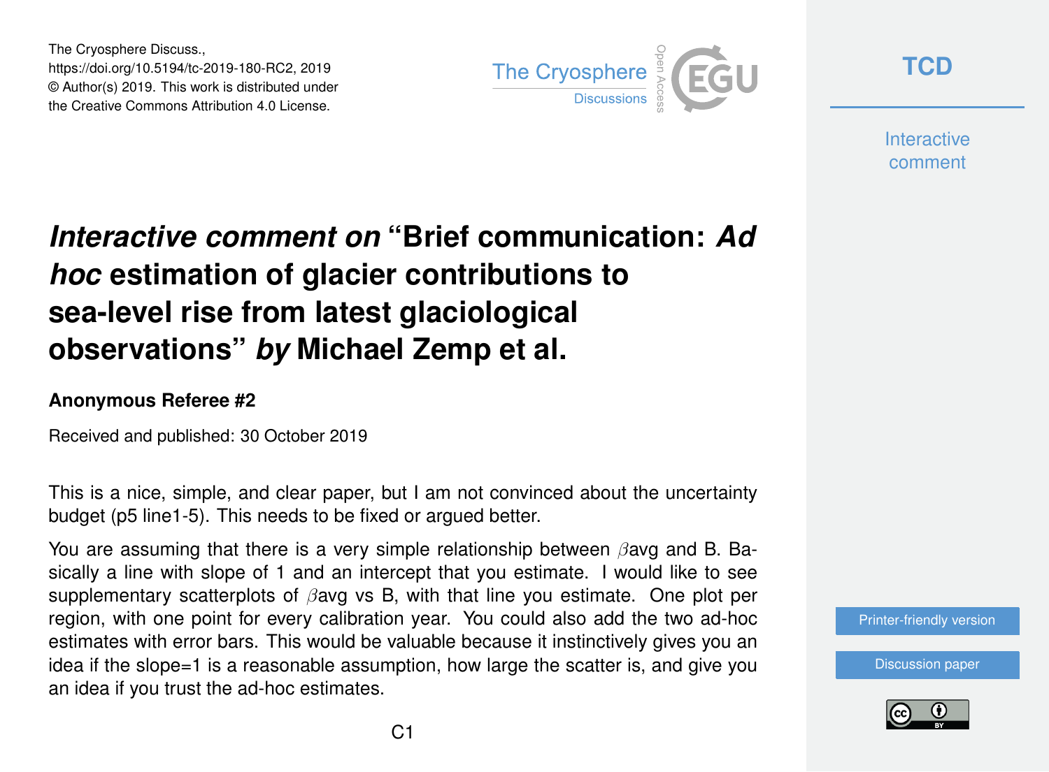The Cryosphere Discuss.,
https://doi.org/10.5194/tc-2019-180-RC2, 2019
© Author(s) 2019. This work is distributed under
the Creative Commons Attribution 4.0 License.

# *Interactive comment on* "Brief communication: *Ad hoc* estimation of glacier contributions to sea-level rise from latest glaciological observations" *by* Michael Zemp et al.

### Anonymous Referee #2

Received and published: 30 October 2019

This is a nice, simple, and clear paper, but I am not convinced about the uncertainty budget (p5 line1-5). This needs to be fixed or argued better.

You are assuming that there is a very simple relationship between $\beta$avg and B. Basically a line with slope of 1 and an intercept that you estimate. I would like to see supplementary scatterplots of $\beta$avg vs B, with that line you estimate. One plot per region, with one point for every calibration year. You could also add the two ad-hoc estimates with error bars. This would be valuable because it instinctively gives you an idea if the slope=1 is a reasonable assumption, how large the scatter is, and give you an idea if you trust the ad-hoc estimates.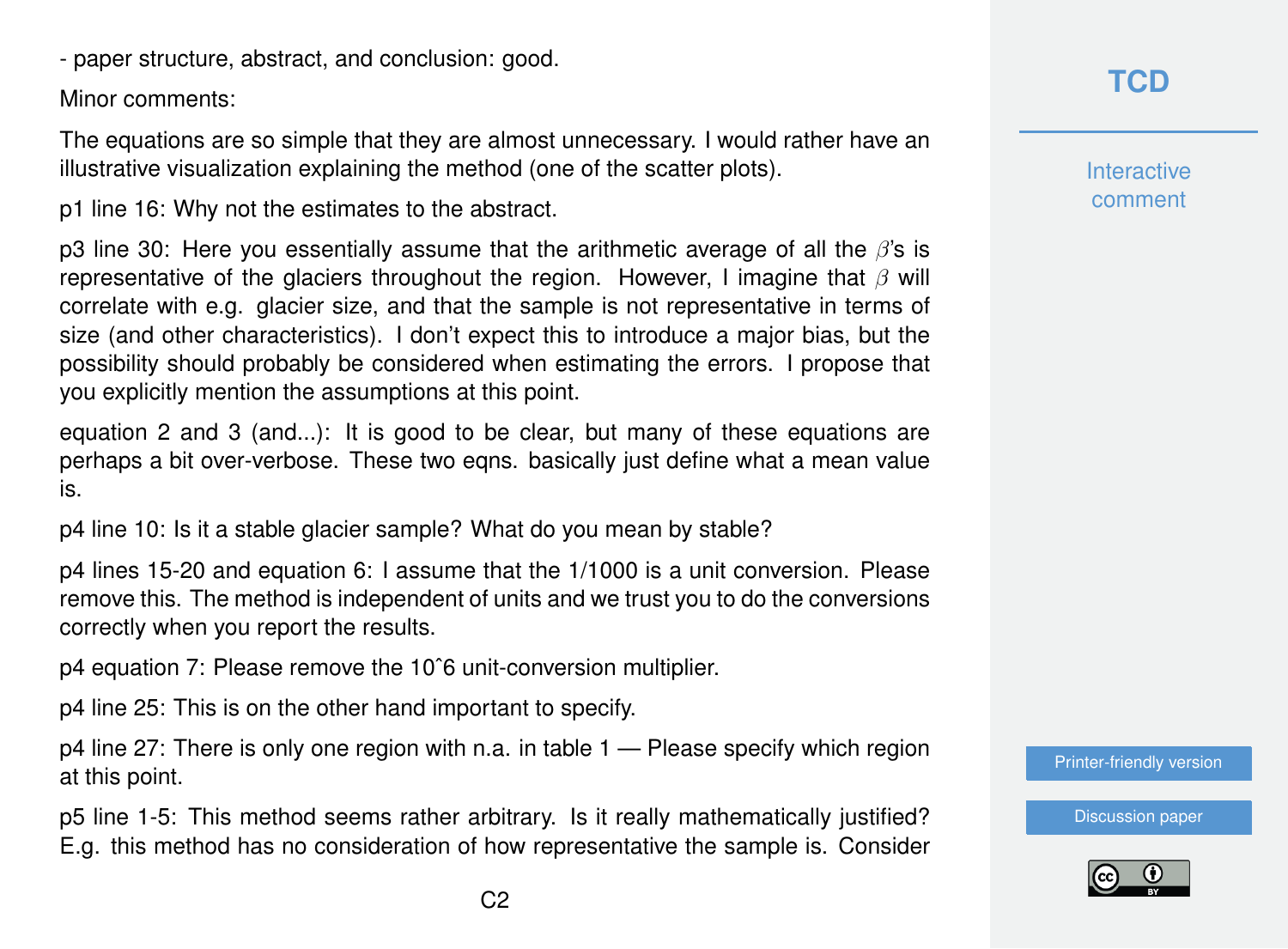- paper structure, abstract, and conclusion: good.

Minor comments:

The equations are so simple that they are almost unnecessary. I would rather have an illustrative visualization explaining the method (one of the scatter plots).

p1 line 16: Why not the estimates to the abstract.

p3 line 30: Here you essentially assume that the arithmetic average of all the $\beta$'s is representative of the glaciers throughout the region. However, I imagine that $\beta$ will correlate with e.g. glacier size, and that the sample is not representative in terms of size (and other characteristics). I don't expect this to introduce a major bias, but the possibility should probably be considered when estimating the errors. I propose that you explicitly mention the assumptions at this point.

equation 2 and 3 (and...): It is good to be clear, but many of these equations are perhaps a bit over-verbose. These two eqns. basically just define what a mean value is.

p4 line 10: Is it a stable glacier sample? What do you mean by stable?

p4 lines 15-20 and equation 6: I assume that the 1/1000 is a unit conversion. Please remove this. The method is independent of units and we trust you to do the conversions correctly when you report the results.

p4 equation 7: Please remove the 10ˆ6 unit-conversion multiplier.

p4 line 25: This is on the other hand important to specify.

p4 line 27: There is only one region with n.a. in table 1 — Please specify which region at this point.

p5 line 1-5: This method seems rather arbitrary. Is it really mathematically justified? E.g. this method has no consideration of how representative the sample is. Consider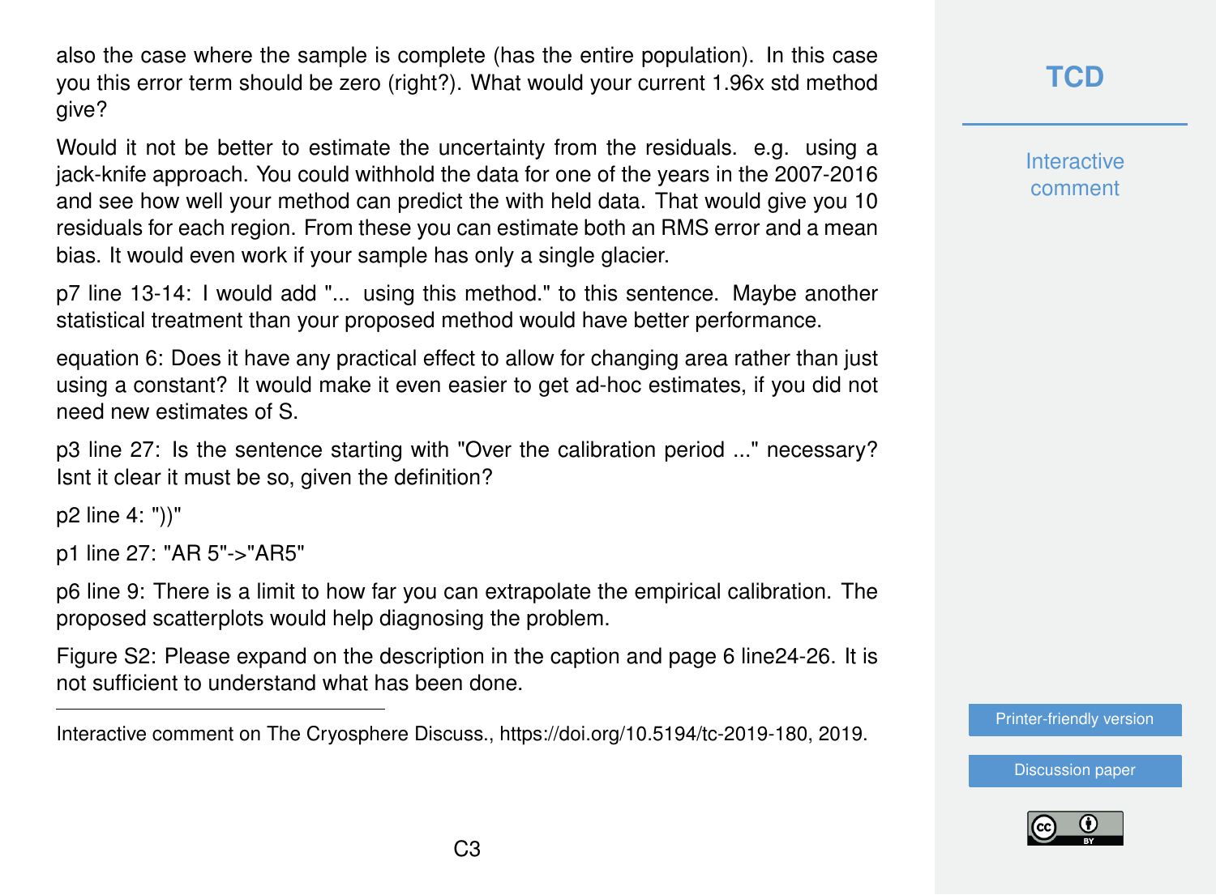also the case where the sample is complete (has the entire population). In this case you this error term should be zero (right?). What would your current 1.96x std method give?

Would it not be better to estimate the uncertainty from the residuals. e.g. using a jack-knife approach. You could withhold the data for one of the years in the 2007-2016 and see how well your method can predict the with held data. That would give you 10 residuals for each region. From these you can estimate both an RMS error and a mean bias. It would even work if your sample has only a single glacier.

p7 line 13-14: I would add "... using this method." to this sentence. Maybe another statistical treatment than your proposed method would have better performance.

equation 6: Does it have any practical effect to allow for changing area rather than just using a constant? It would make it even easier to get ad-hoc estimates, if you did not need new estimates of S.

p3 line 27: Is the sentence starting with "Over the calibration period ..." necessary? Isnt it clear it must be so, given the definition?

p2 line 4: "))"

p1 line 27: "AR 5"->"AR5"

p6 line 9: There is a limit to how far you can extrapolate the empirical calibration. The proposed scatterplots would help diagnosing the problem.

Figure S2: Please expand on the description in the caption and page 6 line24-26. It is not sufficient to understand what has been done.

---

Interactive comment on The Cryosphere Discuss., https://doi.org/10.5194/tc-2019-180, 2019.